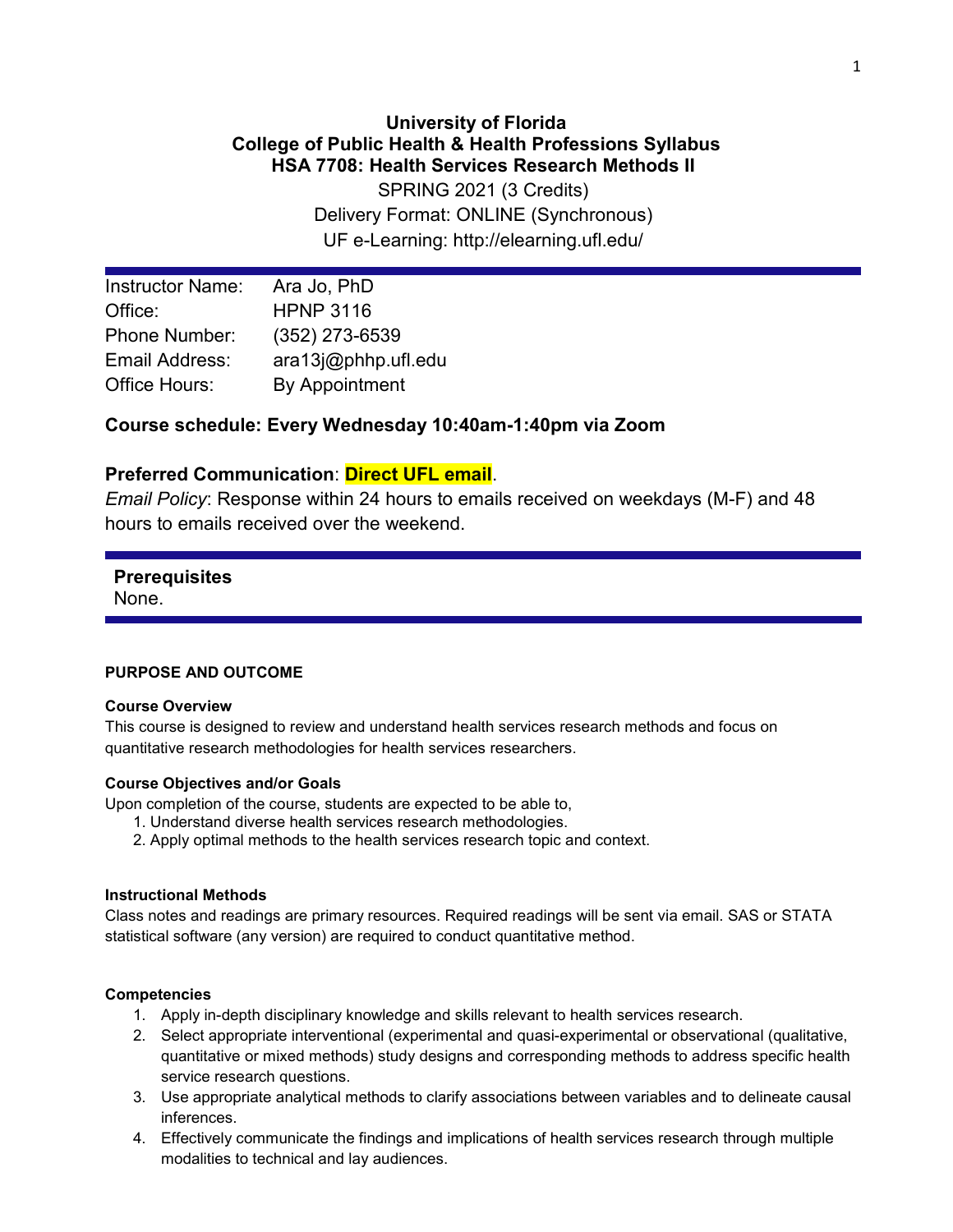# University of Florida
# College of Public Health & Health Professions Syllabus
# HSA 7708: Health Services Research Methods II

SPRING 2021 (3 Credits)

Delivery Format: ONLINE (Synchronous)

UF e-Learning: http://elearning.ufl.edu/

| | |
|---|---|
| Instructor Name: | Ara Jo, PhD |
| Office: | HPNP 3116 |
| Phone Number: | (352) 273-6539 |
| Email Address: | ara13j@phhp.ufl.edu |
| Office Hours: | By Appointment |

**Course schedule: Every Wednesday 10:40am-1:40pm via Zoom**

**Preferred Communication**: **Direct UFL email**.

*Email Policy*: Response within 24 hours to emails received on weekdays (M-F) and 48 hours to emails received over the weekend.

**Prerequisites**

None.

## PURPOSE AND OUTCOME

### Course Overview

This course is designed to review and understand health services research methods and focus on quantitative research methodologies for health services researchers.

### Course Objectives and/or Goals

Upon completion of the course, students are expected to be able to,

1. Understand diverse health services research methodologies.
2. Apply optimal methods to the health services research topic and context.

### Instructional Methods

Class notes and readings are primary resources. Required readings will be sent via email. SAS or STATA statistical software (any version) are required to conduct quantitative method.

### Competencies

1. Apply in-depth disciplinary knowledge and skills relevant to health services research.
2. Select appropriate interventional (experimental and quasi-experimental or observational (qualitative, quantitative or mixed methods) study designs and corresponding methods to address specific health service research questions.
3. Use appropriate analytical methods to clarify associations between variables and to delineate causal inferences.
4. Effectively communicate the findings and implications of health services research through multiple modalities to technical and lay audiences.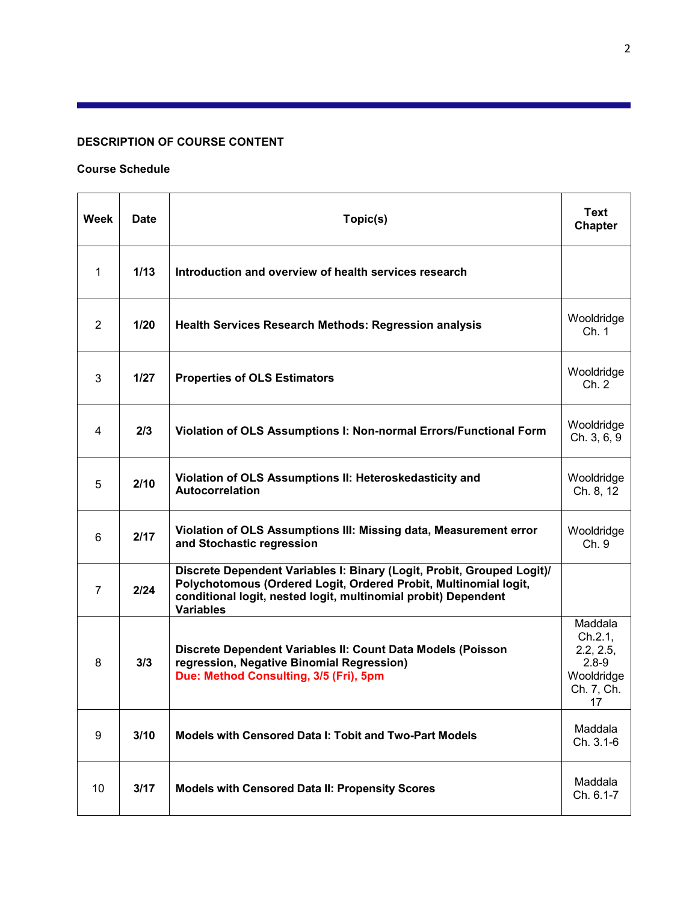## DESCRIPTION OF COURSE CONTENT

### Course Schedule

| Week | Date | Topic(s) | Text Chapter |
|---|---|---|---|
| 1 | **1/13** | **Introduction and overview of health services research** | |
| 2 | **1/20** | **Health Services Research Methods: Regression analysis** | Wooldridge Ch. 1 |
| 3 | **1/27** | **Properties of OLS Estimators** | Wooldridge Ch. 2 |
| 4 | **2/3** | **Violation of OLS Assumptions I: Non-normal Errors/Functional Form** | Wooldridge Ch. 3, 6, 9 |
| 5 | **2/10** | **Violation of OLS Assumptions II: Heteroskedasticity and Autocorrelation** | Wooldridge Ch. 8, 12 |
| 6 | **2/17** | **Violation of OLS Assumptions III: Missing data, Measurement error and Stochastic regression** | Wooldridge Ch. 9 |
| 7 | **2/24** | **Discrete Dependent Variables I: Binary (Logit, Probit, Grouped Logit)/ Polychotomous (Ordered Logit, Ordered Probit, Multinomial logit, conditional logit, nested logit, multinomial probit) Dependent Variables** | |
| 8 | **3/3** | **Discrete Dependent Variables II: Count Data Models (Poisson regression, Negative Binomial Regression)** **Due: Method Consulting, 3/5 (Fri), 5pm** | Maddala Ch.2.1, 2.2, 2.5, 2.8-9 Wooldridge Ch. 7, Ch. 17 |
| 9 | **3/10** | **Models with Censored Data I: Tobit and Two-Part Models** | Maddala Ch. 3.1-6 |
| 10 | **3/17** | **Models with Censored Data II: Propensity Scores** | Maddala Ch. 6.1-7 |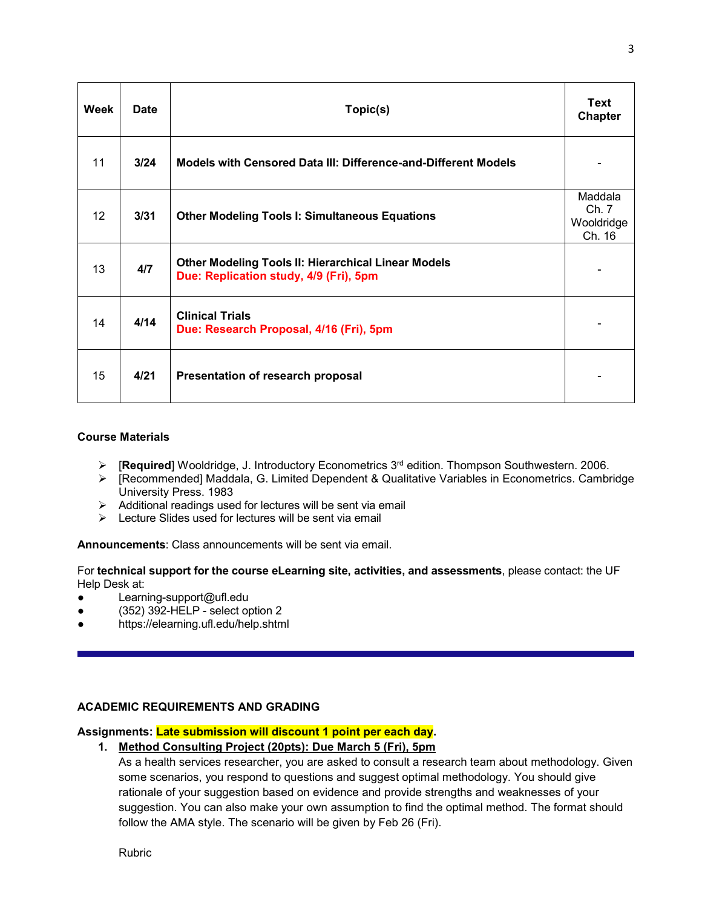| Week | Date | Topic(s) | Text Chapter |
|---|---|---|---|
| 11 | **3/24** | **Models with Censored Data III: Difference-and-Different Models** | - |
| 12 | **3/31** | **Other Modeling Tools I: Simultaneous Equations** | Maddala Ch. 7 Wooldridge Ch. 16 |
| 13 | **4/7** | **Other Modeling Tools II: Hierarchical Linear Models** **Due: Replication study, 4/9 (Fri), 5pm** | - |
| 14 | **4/14** | **Clinical Trials** **Due: Research Proposal, 4/16 (Fri), 5pm** | - |
| 15 | **4/21** | **Presentation of research proposal** | - |

**Course Materials**

- [**Required**] Wooldridge, J. Introductory Econometrics 3rd edition. Thompson Southwestern. 2006.
- [Recommended] Maddala, G. Limited Dependent & Qualitative Variables in Econometrics. Cambridge University Press. 1983
- Additional readings used for lectures will be sent via email
- Lecture Slides used for lectures will be sent via email

**Announcements**: Class announcements will be sent via email.

For **technical support for the course eLearning site, activities, and assessments**, please contact: the UF Help Desk at:

- Learning-support@ufl.edu
- (352) 392-HELP - select option 2
- https://elearning.ufl.edu/help.shtml

---

**ACADEMIC REQUIREMENTS AND GRADING**

**Assignments: Late submission will discount 1 point per each day.**

1. **Method Consulting Project (20pts): Due March 5 (Fri), 5pm**
   As a health services researcher, you are asked to consult a research team about methodology. Given some scenarios, you respond to questions and suggest optimal methodology. You should give rationale of your suggestion based on evidence and provide strengths and weaknesses of your suggestion. You can also make your own assumption to find the optimal method. The format should follow the AMA style. The scenario will be given by Feb 26 (Fri).

   Rubric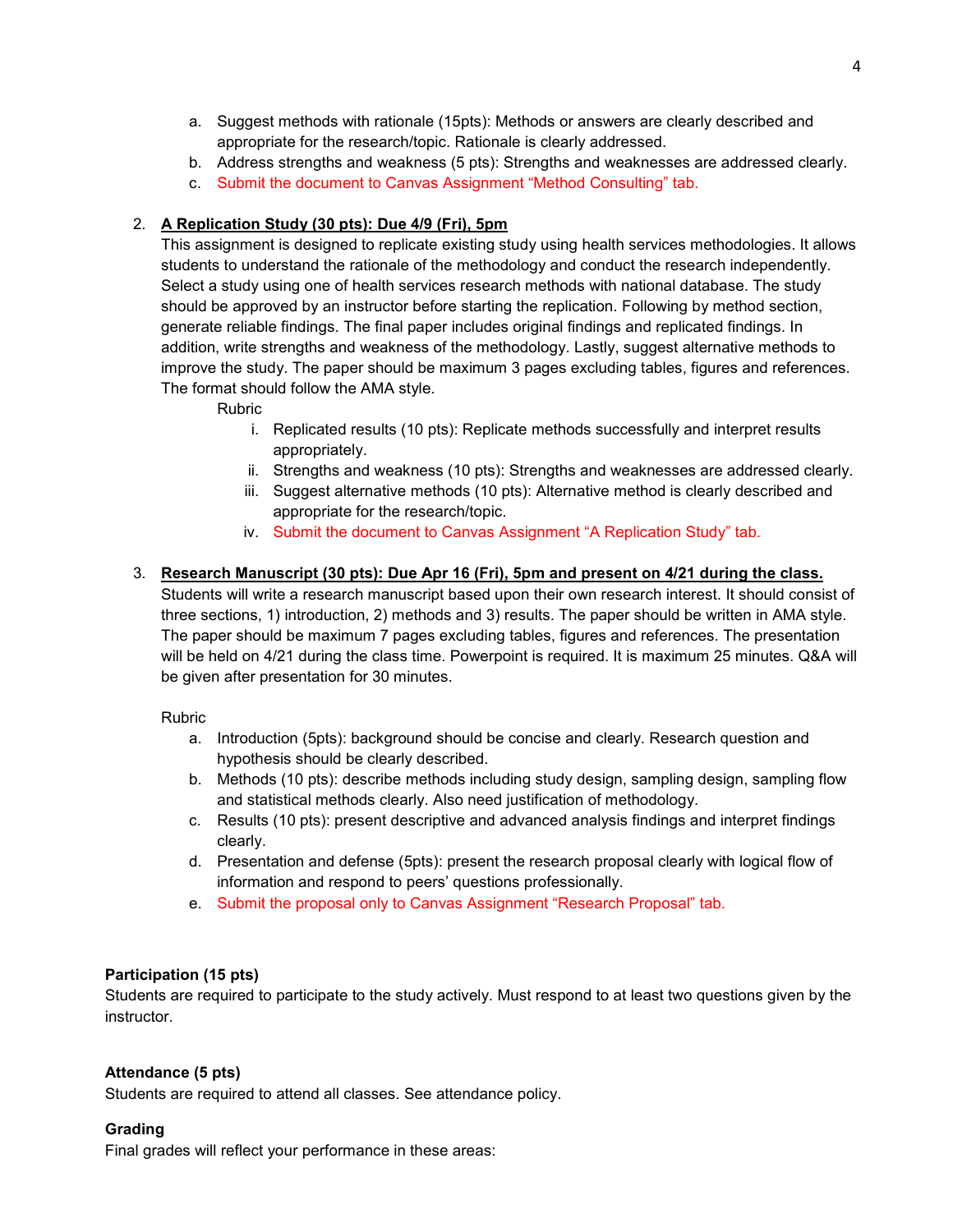a. Suggest methods with rationale (15pts): Methods or answers are clearly described and appropriate for the research/topic. Rationale is clearly addressed.
   b. Address strengths and weakness (5 pts): Strengths and weaknesses are addressed clearly.
   c. Submit the document to Canvas Assignment "Method Consulting" tab.

2. **A Replication Study (30 pts): Due 4/9 (Fri), 5pm**

   This assignment is designed to replicate existing study using health services methodologies. It allows students to understand the rationale of the methodology and conduct the research independently. Select a study using one of health services research methods with national database. The study should be approved by an instructor before starting the replication. Following by method section, generate reliable findings. The final paper includes original findings and replicated findings. In addition, write strengths and weakness of the methodology. Lastly, suggest alternative methods to improve the study. The paper should be maximum 3 pages excluding tables, figures and references. The format should follow the AMA style.

   Rubric

   i. Replicated results (10 pts): Replicate methods successfully and interpret results appropriately.
   ii. Strengths and weakness (10 pts): Strengths and weaknesses are addressed clearly.
   iii. Suggest alternative methods (10 pts): Alternative method is clearly described and appropriate for the research/topic.
   iv. Submit the document to Canvas Assignment "A Replication Study" tab.

3. **Research Manuscript (30 pts): Due Apr 16 (Fri), 5pm and present on 4/21 during the class.**

   Students will write a research manuscript based upon their own research interest. It should consist of three sections, 1) introduction, 2) methods and 3) results. The paper should be written in AMA style. The paper should be maximum 7 pages excluding tables, figures and references. The presentation will be held on 4/21 during the class time. Powerpoint is required. It is maximum 25 minutes. Q&A will be given after presentation for 30 minutes.

   Rubric

   a. Introduction (5pts): background should be concise and clearly. Research question and hypothesis should be clearly described.
   b. Methods (10 pts): describe methods including study design, sampling design, sampling flow and statistical methods clearly. Also need justification of methodology.
   c. Results (10 pts): present descriptive and advanced analysis findings and interpret findings clearly.
   d. Presentation and defense (5pts): present the research proposal clearly with logical flow of information and respond to peers' questions professionally.
   e. Submit the proposal only to Canvas Assignment "Research Proposal" tab.

**Participation (15 pts)**

Students are required to participate to the study actively. Must respond to at least two questions given by the instructor.

**Attendance (5 pts)**

Students are required to attend all classes. See attendance policy.

**Grading**

Final grades will reflect your performance in these areas: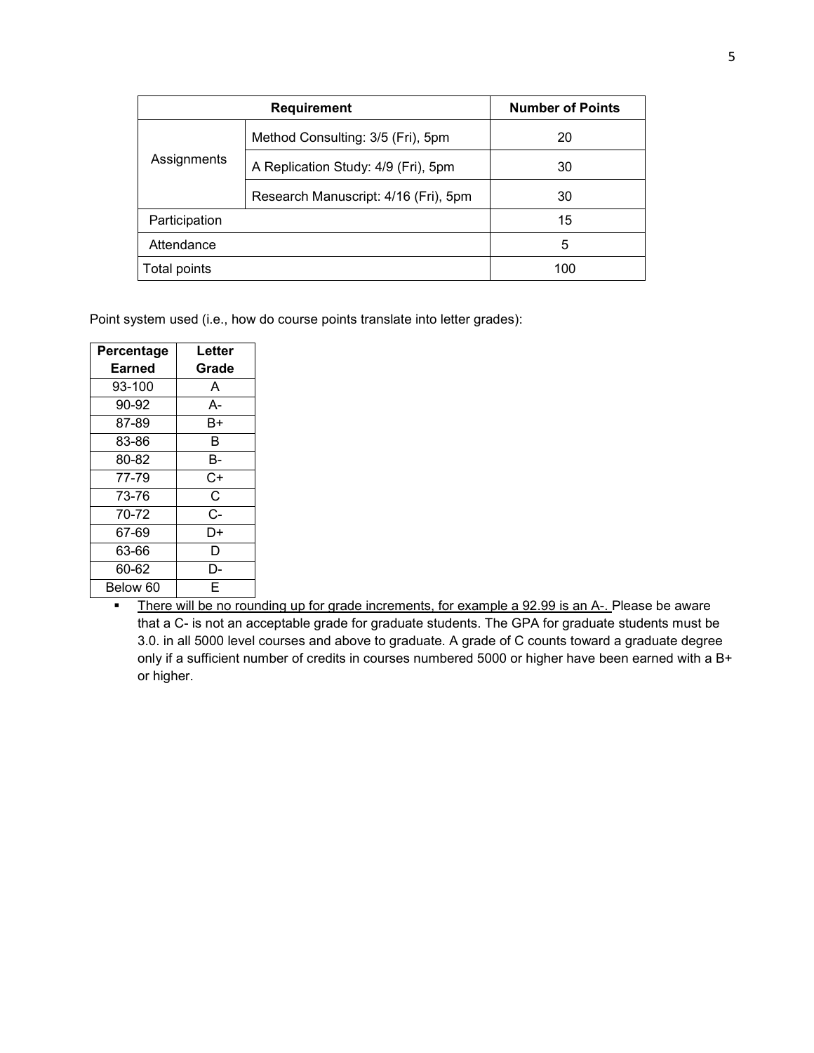| Requirement | | Number of Points |
|---|---|---|
| Assignments | Method Consulting: 3/5 (Fri), 5pm | 20 |
| | A Replication Study: 4/9 (Fri), 5pm | 30 |
| | Research Manuscript: 4/16 (Fri), 5pm | 30 |
| Participation | | 15 |
| Attendance | | 5 |
| Total points | | 100 |

Point system used (i.e., how do course points translate into letter grades):

| Percentage Earned | Letter Grade |
|---|---|
| 93-100 | A |
| 90-92 | A- |
| 87-89 | B+ |
| 83-86 | B |
| 80-82 | B- |
| 77-79 | C+ |
| 73-76 | C |
| 70-72 | C- |
| 67-69 | D+ |
| 63-66 | D |
| 60-62 | D- |
| Below 60 | E |

- <u>There will be no rounding up for grade increments, for example a 92.99 is an A-.</u> Please be aware that a C- is not an acceptable grade for graduate students. The GPA for graduate students must be 3.0. in all 5000 level courses and above to graduate. A grade of C counts toward a graduate degree only if a sufficient number of credits in courses numbered 5000 or higher have been earned with a B+ or higher.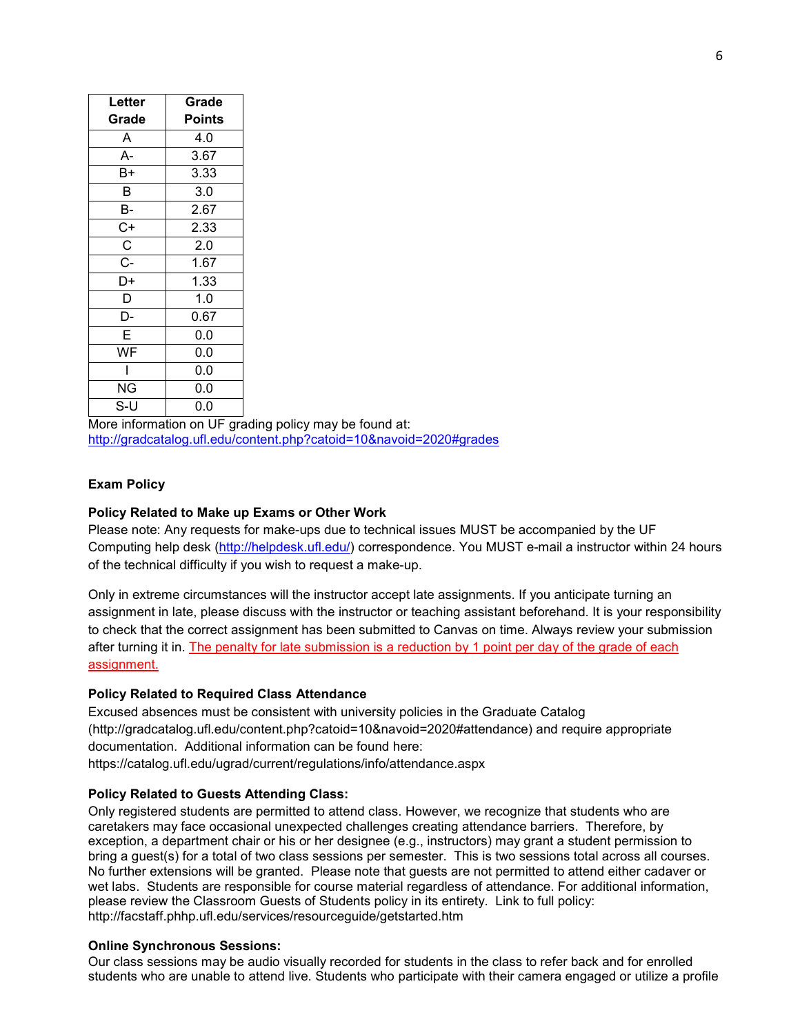| Letter Grade | Grade Points |
|---|---|
| A | 4.0 |
| A- | 3.67 |
| B+ | 3.33 |
| B | 3.0 |
| B- | 2.67 |
| C+ | 2.33 |
| C | 2.0 |
| C- | 1.67 |
| D+ | 1.33 |
| D | 1.0 |
| D- | 0.67 |
| E | 0.0 |
| WF | 0.0 |
| I | 0.0 |
| NG | 0.0 |
| S-U | 0.0 |

More information on UF grading policy may be found at:
http://gradcatalog.ufl.edu/content.php?catoid=10&navoid=2020#grades

**Exam Policy**

**Policy Related to Make up Exams or Other Work**

Please note: Any requests for make-ups due to technical issues MUST be accompanied by the UF Computing help desk (http://helpdesk.ufl.edu/) correspondence. You MUST e-mail a instructor within 24 hours of the technical difficulty if you wish to request a make-up.

Only in extreme circumstances will the instructor accept late assignments. If you anticipate turning an assignment in late, please discuss with the instructor or teaching assistant beforehand. It is your responsibility to check that the correct assignment has been submitted to Canvas on time. Always review your submission after turning it in. The penalty for late submission is a reduction by 1 point per day of the grade of each assignment.

**Policy Related to Required Class Attendance**

Excused absences must be consistent with university policies in the Graduate Catalog (http://gradcatalog.ufl.edu/content.php?catoid=10&navoid=2020#attendance) and require appropriate documentation. Additional information can be found here:
https://catalog.ufl.edu/ugrad/current/regulations/info/attendance.aspx

**Policy Related to Guests Attending Class:**

Only registered students are permitted to attend class. However, we recognize that students who are caretakers may face occasional unexpected challenges creating attendance barriers. Therefore, by exception, a department chair or his or her designee (e.g., instructors) may grant a student permission to bring a guest(s) for a total of two class sessions per semester. This is two sessions total across all courses. No further extensions will be granted. Please note that guests are not permitted to attend either cadaver or wet labs. Students are responsible for course material regardless of attendance. For additional information, please review the Classroom Guests of Students policy in its entirety. Link to full policy:
http://facstaff.phhp.ufl.edu/services/resourceguide/getstarted.htm

**Online Synchronous Sessions:**

Our class sessions may be audio visually recorded for students in the class to refer back and for enrolled students who are unable to attend live. Students who participate with their camera engaged or utilize a profile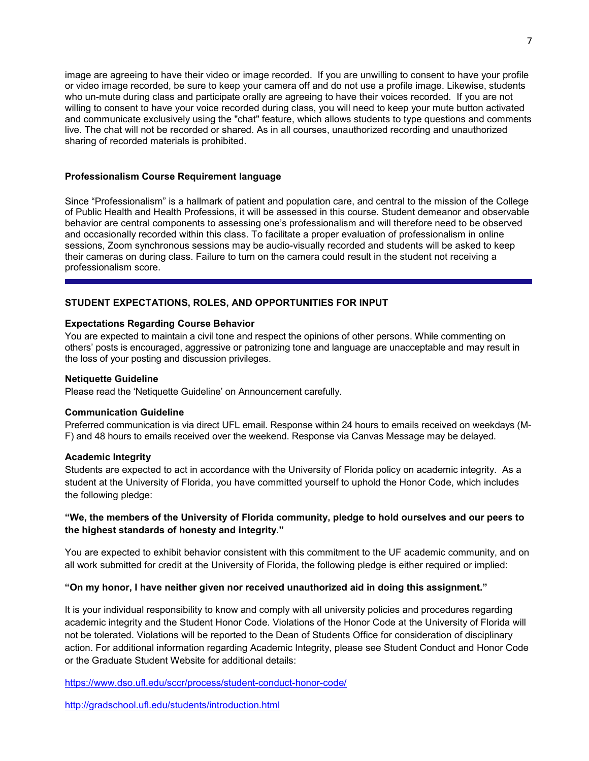image are agreeing to have their video or image recorded. If you are unwilling to consent to have your profile or video image recorded, be sure to keep your camera off and do not use a profile image. Likewise, students who un-mute during class and participate orally are agreeing to have their voices recorded. If you are not willing to consent to have your voice recorded during class, you will need to keep your mute button activated and communicate exclusively using the "chat" feature, which allows students to type questions and comments live. The chat will not be recorded or shared. As in all courses, unauthorized recording and unauthorized sharing of recorded materials is prohibited.

**Professionalism Course Requirement language**

Since "Professionalism" is a hallmark of patient and population care, and central to the mission of the College of Public Health and Health Professions, it will be assessed in this course. Student demeanor and observable behavior are central components to assessing one's professionalism and will therefore need to be observed and occasionally recorded within this class. To facilitate a proper evaluation of professionalism in online sessions, Zoom synchronous sessions may be audio-visually recorded and students will be asked to keep their cameras on during class. Failure to turn on the camera could result in the student not receiving a professionalism score.

---

## STUDENT EXPECTATIONS, ROLES, AND OPPORTUNITIES FOR INPUT

### Expectations Regarding Course Behavior

You are expected to maintain a civil tone and respect the opinions of other persons. While commenting on others' posts is encouraged, aggressive or patronizing tone and language are unacceptable and may result in the loss of your posting and discussion privileges.

### Netiquette Guideline

Please read the 'Netiquette Guideline' on Announcement carefully.

### Communication Guideline

Preferred communication is via direct UFL email. Response within 24 hours to emails received on weekdays (M-F) and 48 hours to emails received over the weekend. Response via Canvas Message may be delayed.

### Academic Integrity

Students are expected to act in accordance with the University of Florida policy on academic integrity. As a student at the University of Florida, you have committed yourself to uphold the Honor Code, which includes the following pledge:

**"We, the members of the University of Florida community, pledge to hold ourselves and our peers to the highest standards of honesty and integrity."**

You are expected to exhibit behavior consistent with this commitment to the UF academic community, and on all work submitted for credit at the University of Florida, the following pledge is either required or implied:

**"On my honor, I have neither given nor received unauthorized aid in doing this assignment."**

It is your individual responsibility to know and comply with all university policies and procedures regarding academic integrity and the Student Honor Code. Violations of the Honor Code at the University of Florida will not be tolerated. Violations will be reported to the Dean of Students Office for consideration of disciplinary action. For additional information regarding Academic Integrity, please see Student Conduct and Honor Code or the Graduate Student Website for additional details:

https://www.dso.ufl.edu/sccr/process/student-conduct-honor-code/

http://gradschool.ufl.edu/students/introduction.html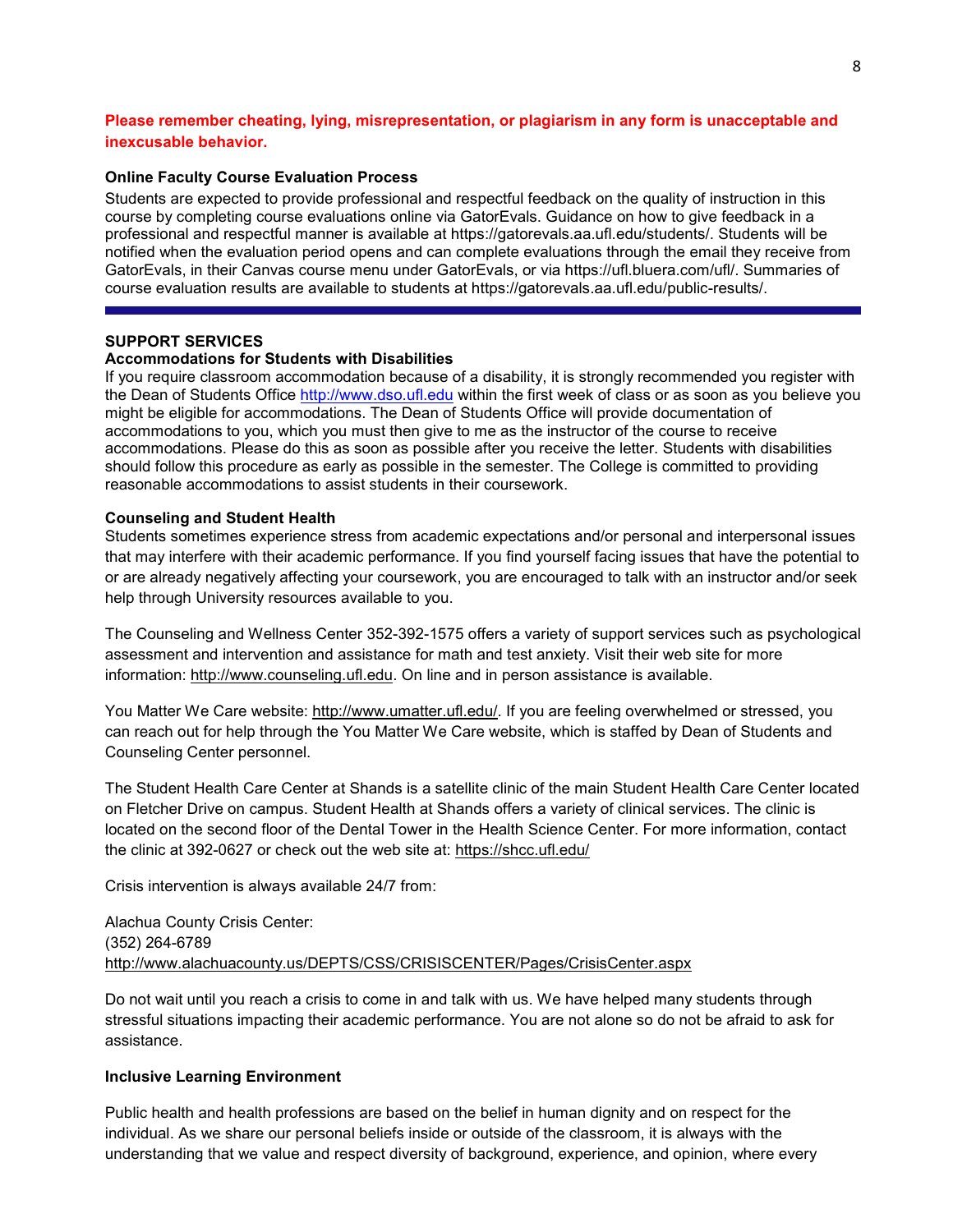**Please remember cheating, lying, misrepresentation, or plagiarism in any form is unacceptable and inexcusable behavior.**

**Online Faculty Course Evaluation Process**

Students are expected to provide professional and respectful feedback on the quality of instruction in this course by completing course evaluations online via GatorEvals. Guidance on how to give feedback in a professional and respectful manner is available at https://gatorevals.aa.ufl.edu/students/. Students will be notified when the evaluation period opens and can complete evaluations through the email they receive from GatorEvals, in their Canvas course menu under GatorEvals, or via https://ufl.bluera.com/ufl/. Summaries of course evaluation results are available to students at https://gatorevals.aa.ufl.edu/public-results/.

---

## SUPPORT SERVICES

**Accommodations for Students with Disabilities**

If you require classroom accommodation because of a disability, it is strongly recommended you register with the Dean of Students Office http://www.dso.ufl.edu within the first week of class or as soon as you believe you might be eligible for accommodations. The Dean of Students Office will provide documentation of accommodations to you, which you must then give to me as the instructor of the course to receive accommodations. Please do this as soon as possible after you receive the letter. Students with disabilities should follow this procedure as early as possible in the semester. The College is committed to providing reasonable accommodations to assist students in their coursework.

**Counseling and Student Health**

Students sometimes experience stress from academic expectations and/or personal and interpersonal issues that may interfere with their academic performance. If you find yourself facing issues that have the potential to or are already negatively affecting your coursework, you are encouraged to talk with an instructor and/or seek help through University resources available to you.

The Counseling and Wellness Center 352-392-1575 offers a variety of support services such as psychological assessment and intervention and assistance for math and test anxiety. Visit their web site for more information: http://www.counseling.ufl.edu. On line and in person assistance is available.

You Matter We Care website: http://www.umatter.ufl.edu/. If you are feeling overwhelmed or stressed, you can reach out for help through the You Matter We Care website, which is staffed by Dean of Students and Counseling Center personnel.

The Student Health Care Center at Shands is a satellite clinic of the main Student Health Care Center located on Fletcher Drive on campus. Student Health at Shands offers a variety of clinical services. The clinic is located on the second floor of the Dental Tower in the Health Science Center. For more information, contact the clinic at 392-0627 or check out the web site at: https://shcc.ufl.edu/

Crisis intervention is always available 24/7 from:

Alachua County Crisis Center:
(352) 264-6789
http://www.alachuacounty.us/DEPTS/CSS/CRISISCENTER/Pages/CrisisCenter.aspx

Do not wait until you reach a crisis to come in and talk with us. We have helped many students through stressful situations impacting their academic performance. You are not alone so do not be afraid to ask for assistance.

**Inclusive Learning Environment**

Public health and health professions are based on the belief in human dignity and on respect for the individual. As we share our personal beliefs inside or outside of the classroom, it is always with the understanding that we value and respect diversity of background, experience, and opinion, where every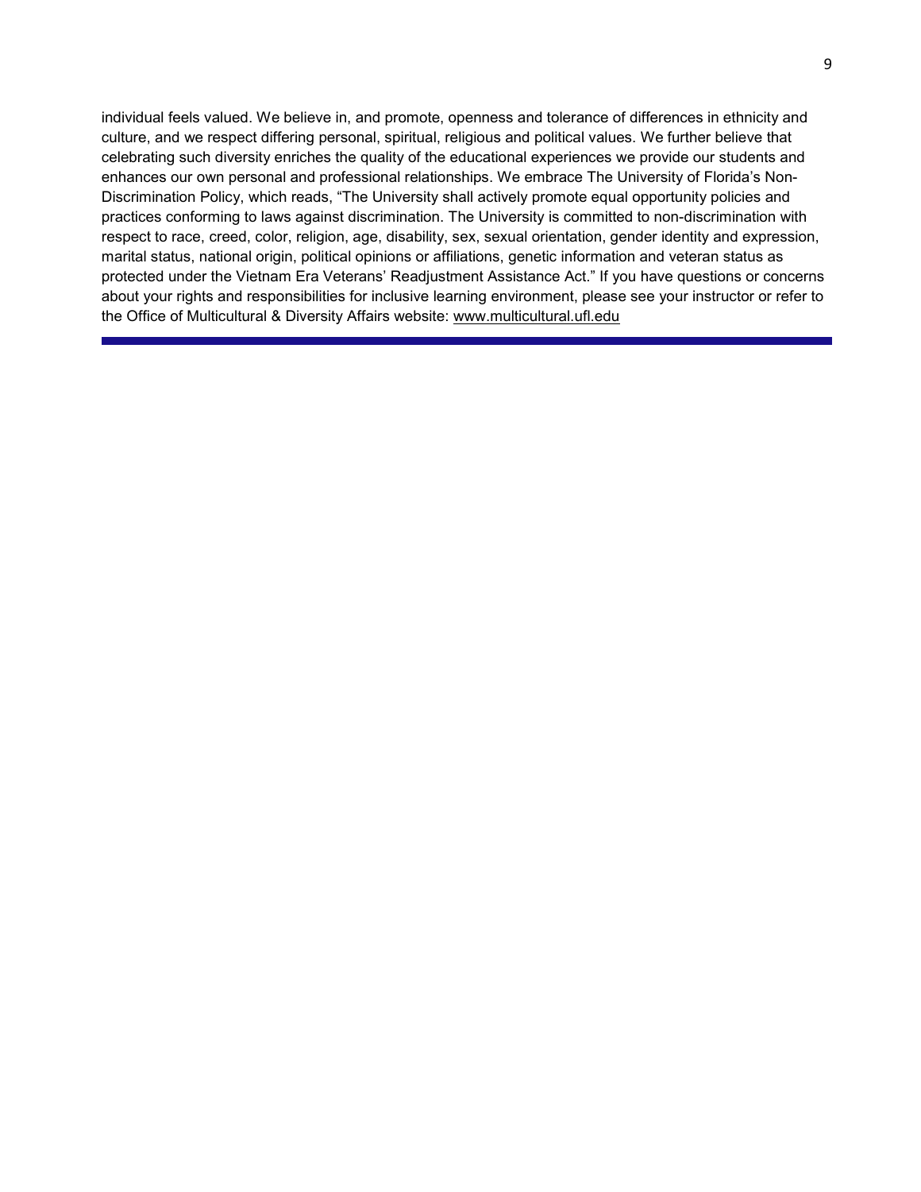individual feels valued. We believe in, and promote, openness and tolerance of differences in ethnicity and culture, and we respect differing personal, spiritual, religious and political values. We further believe that celebrating such diversity enriches the quality of the educational experiences we provide our students and enhances our own personal and professional relationships. We embrace The University of Florida's Non-Discrimination Policy, which reads, "The University shall actively promote equal opportunity policies and practices conforming to laws against discrimination. The University is committed to non-discrimination with respect to race, creed, color, religion, age, disability, sex, sexual orientation, gender identity and expression, marital status, national origin, political opinions or affiliations, genetic information and veteran status as protected under the Vietnam Era Veterans' Readjustment Assistance Act." If you have questions or concerns about your rights and responsibilities for inclusive learning environment, please see your instructor or refer to the Office of Multicultural & Diversity Affairs website: www.multicultural.ufl.edu